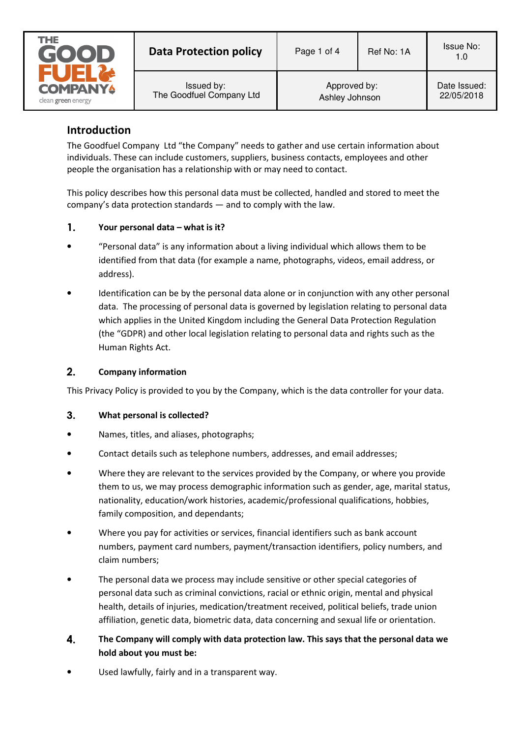| THE GOOD FUEL COMPANY clean green energy | Data Protection policy | Page 1 of 4 | Ref No: 1A | Issue No: 1.0 |
| --- | --- | --- | --- | --- |
| | Issued by: The Goodfuel Company Ltd | Approved by: Ashley Johnson | | Date Issued: 22/05/2018 |

## Introduction

The Goodfuel Company Ltd "the Company" needs to gather and use certain information about individuals. These can include customers, suppliers, business contacts, employees and other people the organisation has a relationship with or may need to contact.

This policy describes how this personal data must be collected, handled and stored to meet the company's data protection standards — and to comply with the law.

### 1. Your personal data – what is it?

- "Personal data" is any information about a living individual which allows them to be identified from that data (for example a name, photographs, videos, email address, or address).
- Identification can be by the personal data alone or in conjunction with any other personal data. The processing of personal data is governed by legislation relating to personal data which applies in the United Kingdom including the General Data Protection Regulation (the "GDPR) and other local legislation relating to personal data and rights such as the Human Rights Act.

### 2. Company information

This Privacy Policy is provided to you by the Company, which is the data controller for your data.

### 3. What personal is collected?

- Names, titles, and aliases, photographs;
- Contact details such as telephone numbers, addresses, and email addresses;
- Where they are relevant to the services provided by the Company, or where you provide them to us, we may process demographic information such as gender, age, marital status, nationality, education/work histories, academic/professional qualifications, hobbies, family composition, and dependants;
- Where you pay for activities or services, financial identifiers such as bank account numbers, payment card numbers, payment/transaction identifiers, policy numbers, and claim numbers;
- The personal data we process may include sensitive or other special categories of personal data such as criminal convictions, racial or ethnic origin, mental and physical health, details of injuries, medication/treatment received, political beliefs, trade union affiliation, genetic data, biometric data, data concerning and sexual life or orientation.

### 4. The Company will comply with data protection law. This says that the personal data we hold about you must be:

- Used lawfully, fairly and in a transparent way.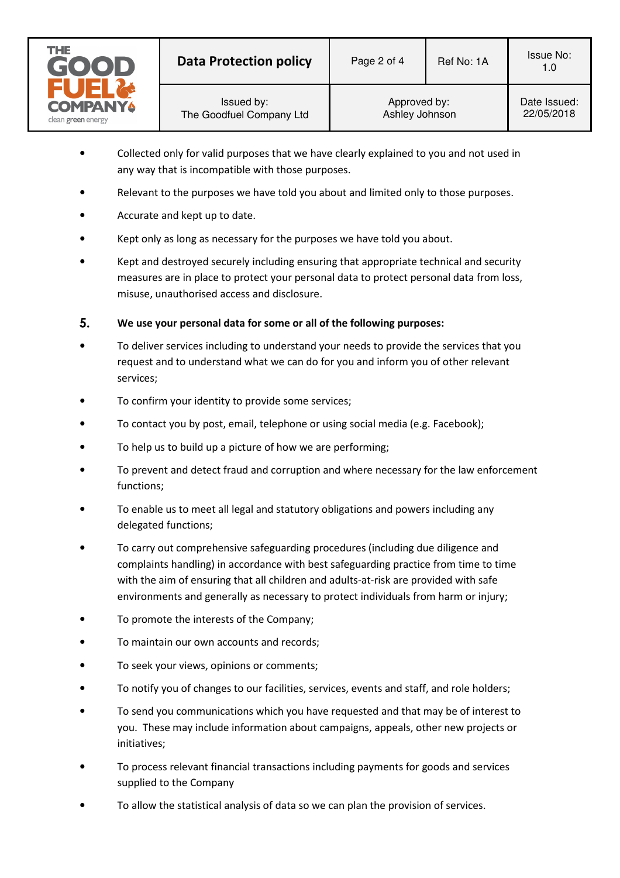- Collected only for valid purposes that we have clearly explained to you and not used in any way that is incompatible with those purposes.
- Relevant to the purposes we have told you about and limited only to those purposes.
- Accurate and kept up to date.
- Kept only as long as necessary for the purposes we have told you about.
- Kept and destroyed securely including ensuring that appropriate technical and security measures are in place to protect your personal data to protect personal data from loss, misuse, unauthorised access and disclosure.

**5. We use your personal data for some or all of the following purposes:**

- To deliver services including to understand your needs to provide the services that you request and to understand what we can do for you and inform you of other relevant services;
- To confirm your identity to provide some services;
- To contact you by post, email, telephone or using social media (e.g. Facebook);
- To help us to build up a picture of how we are performing;
- To prevent and detect fraud and corruption and where necessary for the law enforcement functions;
- To enable us to meet all legal and statutory obligations and powers including any delegated functions;
- To carry out comprehensive safeguarding procedures (including due diligence and complaints handling) in accordance with best safeguarding practice from time to time with the aim of ensuring that all children and adults-at-risk are provided with safe environments and generally as necessary to protect individuals from harm or injury;
- To promote the interests of the Company;
- To maintain our own accounts and records;
- To seek your views, opinions or comments;
- To notify you of changes to our facilities, services, events and staff, and role holders;
- To send you communications which you have requested and that may be of interest to you. These may include information about campaigns, appeals, other new projects or initiatives;
- To process relevant financial transactions including payments for goods and services supplied to the Company
- To allow the statistical analysis of data so we can plan the provision of services.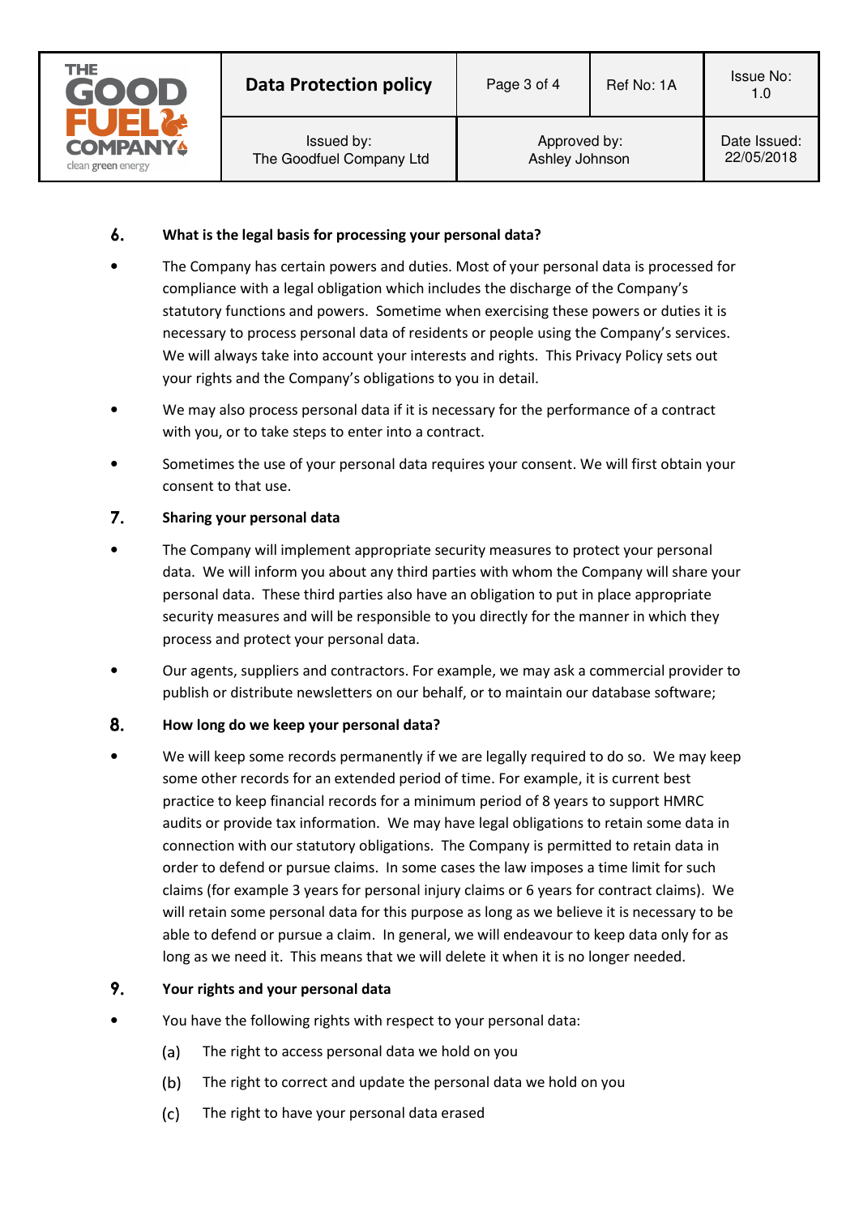## 6. What is the legal basis for processing your personal data?

- The Company has certain powers and duties. Most of your personal data is processed for compliance with a legal obligation which includes the discharge of the Company's statutory functions and powers. Sometime when exercising these powers or duties it is necessary to process personal data of residents or people using the Company's services. We will always take into account your interests and rights. This Privacy Policy sets out your rights and the Company's obligations to you in detail.
- We may also process personal data if it is necessary for the performance of a contract with you, or to take steps to enter into a contract.
- Sometimes the use of your personal data requires your consent. We will first obtain your consent to that use.

## 7. Sharing your personal data

- The Company will implement appropriate security measures to protect your personal data. We will inform you about any third parties with whom the Company will share your personal data. These third parties also have an obligation to put in place appropriate security measures and will be responsible to you directly for the manner in which they process and protect your personal data.
- Our agents, suppliers and contractors. For example, we may ask a commercial provider to publish or distribute newsletters on our behalf, or to maintain our database software;

## 8. How long do we keep your personal data?

- We will keep some records permanently if we are legally required to do so. We may keep some other records for an extended period of time. For example, it is current best practice to keep financial records for a minimum period of 8 years to support HMRC audits or provide tax information. We may have legal obligations to retain some data in connection with our statutory obligations. The Company is permitted to retain data in order to defend or pursue claims. In some cases the law imposes a time limit for such claims (for example 3 years for personal injury claims or 6 years for contract claims). We will retain some personal data for this purpose as long as we believe it is necessary to be able to defend or pursue a claim. In general, we will endeavour to keep data only for as long as we need it. This means that we will delete it when it is no longer needed.

## 9. Your rights and your personal data

- You have the following rights with respect to your personal data:
  - (a) The right to access personal data we hold on you
  - (b) The right to correct and update the personal data we hold on you
  - (c) The right to have your personal data erased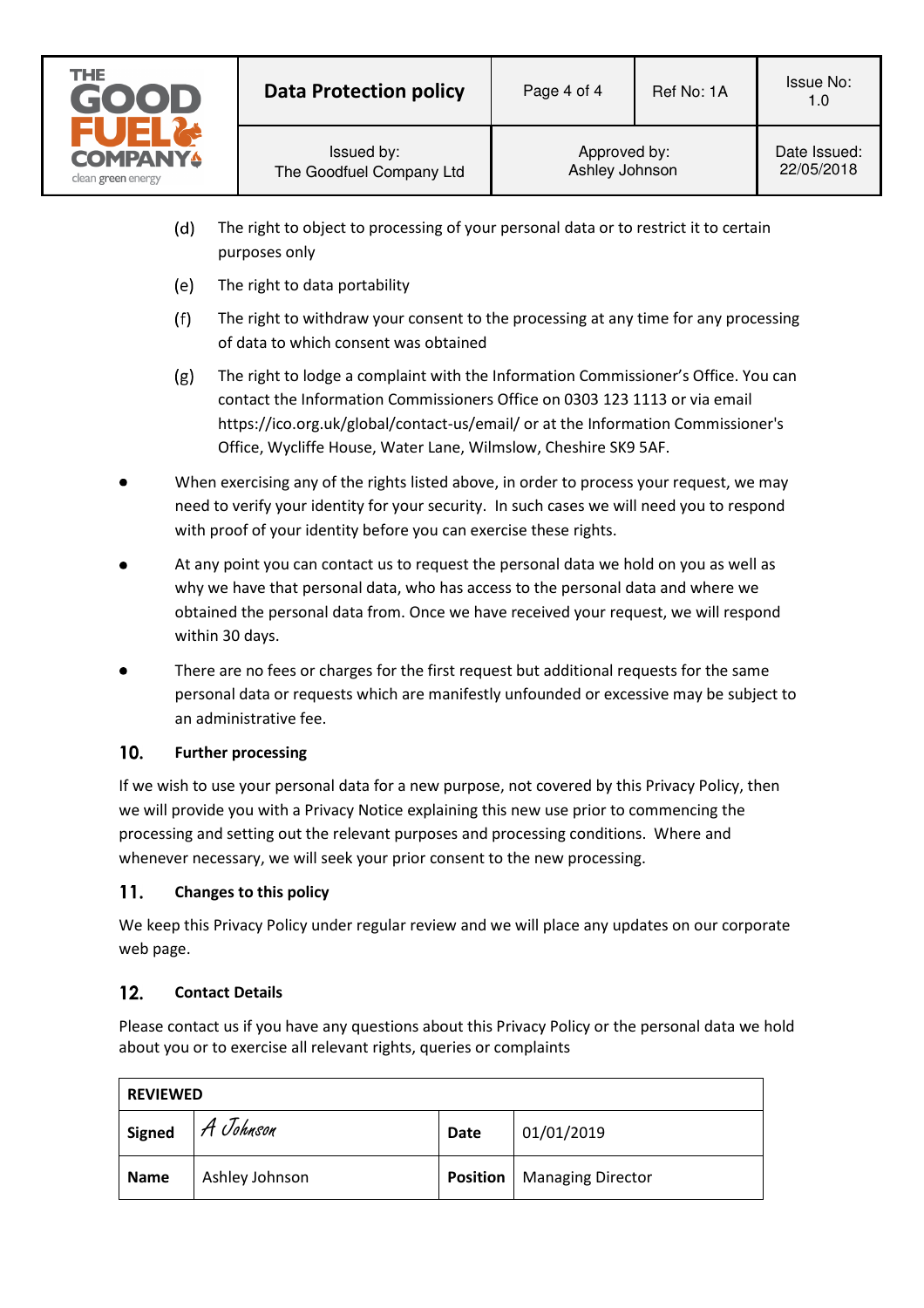(d) The right to object to processing of your personal data or to restrict it to certain purposes only

(e) The right to data portability

(f) The right to withdraw your consent to the processing at any time for any processing of data to which consent was obtained

(g) The right to lodge a complaint with the Information Commissioner's Office. You can contact the Information Commissioners Office on 0303 123 1113 or via email https://ico.org.uk/global/contact-us/email/ or at the Information Commissioner's Office, Wycliffe House, Water Lane, Wilmslow, Cheshire SK9 5AF.

- When exercising any of the rights listed above, in order to process your request, we may need to verify your identity for your security. In such cases we will need you to respond with proof of your identity before you can exercise these rights.
- At any point you can contact us to request the personal data we hold on you as well as why we have that personal data, who has access to the personal data and where we obtained the personal data from. Once we have received your request, we will respond within 30 days.
- There are no fees or charges for the first request but additional requests for the same personal data or requests which are manifestly unfounded or excessive may be subject to an administrative fee.

## 10. Further processing

If we wish to use your personal data for a new purpose, not covered by this Privacy Policy, then we will provide you with a Privacy Notice explaining this new use prior to commencing the processing and setting out the relevant purposes and processing conditions. Where and whenever necessary, we will seek your prior consent to the new processing.

## 11. Changes to this policy

We keep this Privacy Policy under regular review and we will place any updates on our corporate web page.

## 12. Contact Details

Please contact us if you have any questions about this Privacy Policy or the personal data we hold about you or to exercise all relevant rights, queries or complaints

| REVIEWED | | | |
|---|---|---|---|
| **Signed** | *A Johnson* | **Date** | 01/01/2019 |
| **Name** | Ashley Johnson | **Position** | Managing Director |